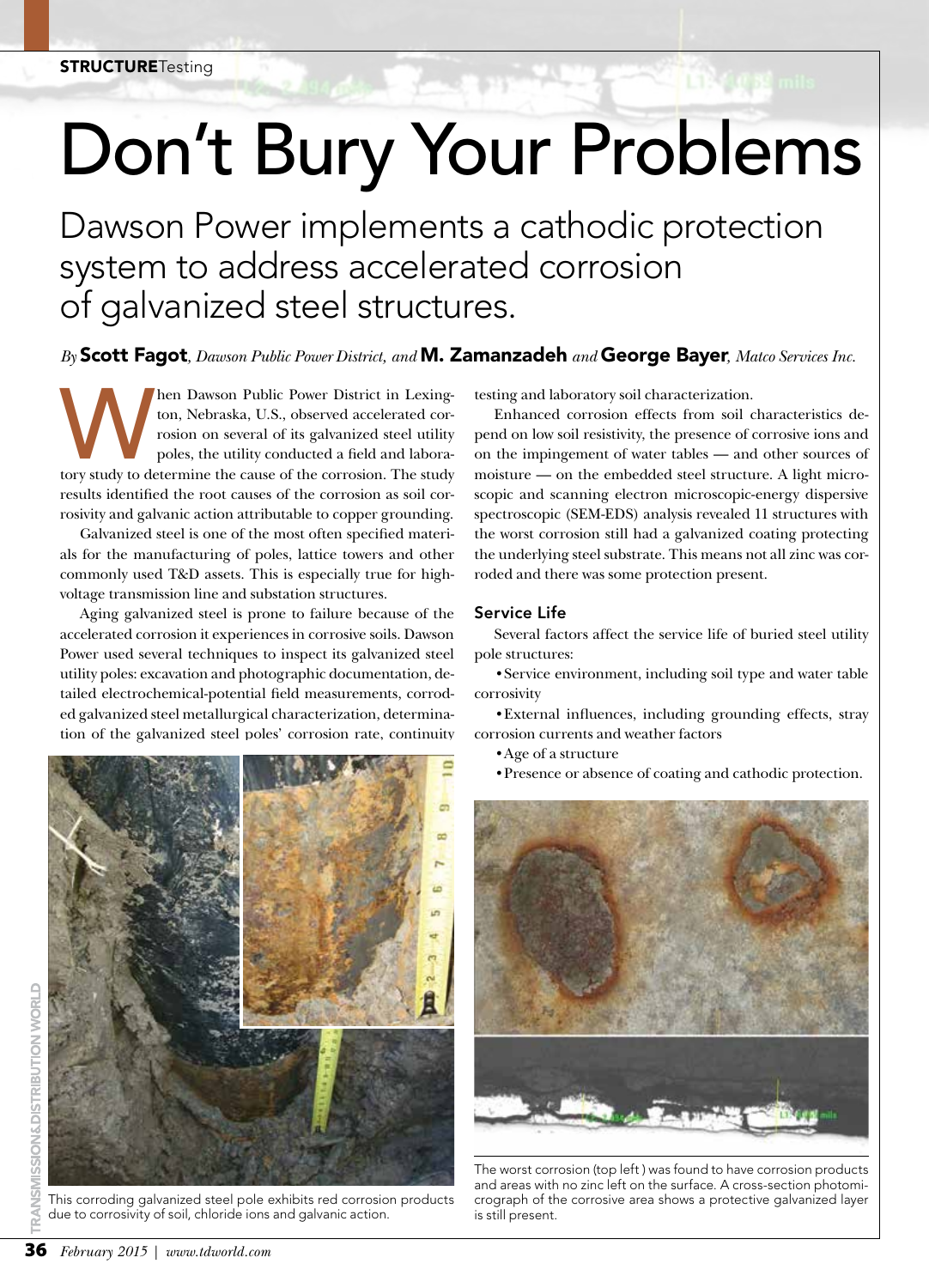# Don't Bury Your Problems

## Dawson Power implements a cathodic protection system to address accelerated corrosion of galvanized steel structures.

*By* **Scott Fagot**, *Dawson Public Power District, and* **M. Zamanzadeh** *and* **George Bayer**, *Matco Services Inc.*

When Dawson Public Power District in Lexington, Nebraska, U.S., observed accelerated corrosion on several of its galvanized steel utility poles, the utility conducted a field and laboratory study to determine the cause of the corrosion. The study results identified the root causes of the corrosion as soil corrosivity and galvanic action attributable to copper grounding.

Galvanized steel is one of the most often specified materials for the manufacturing of poles, lattice towers and other commonly used T&D assets. This is especially true for high-voltage transmission line and substation structures.

Aging galvanized steel is prone to failure because of the accelerated corrosion it experiences in corrosive soils. Dawson Power used several techniques to inspect its galvanized steel utility poles: excavation and photographic documentation, detailed electrochemical-potential field measurements, corroded galvanized steel metallurgical characterization, determination of the galvanized steel poles' corrosion rate, continuity testing and laboratory soil characterization.

Enhanced corrosion effects from soil characteristics depend on low soil resistivity, the presence of corrosive ions and on the impingement of water tables — and other sources of moisture — on the embedded steel structure. A light microscopic and scanning electron microscopic-energy dispersive spectroscopic (SEM-EDS) analysis revealed 11 structures with the worst corrosion still had a galvanized coating protecting the underlying steel substrate. This means not all zinc was corroded and there was some protection present.

### Service Life

Several factors affect the service life of buried steel utility pole structures:

- Service environment, including soil type and water table corrosivity
- External influences, including grounding effects, stray corrosion currents and weather factors
- Age of a structure
- Presence or absence of coating and cathodic protection.

This corroding galvanized steel pole exhibits red corrosion products due to corrosivity of soil, chloride ions and galvanic action.

The worst corrosion (top left) was found to have corrosion products and areas with no zinc left on the surface. A cross-section photomicrograph of the corrosive area shows a protective galvanized layer is still present.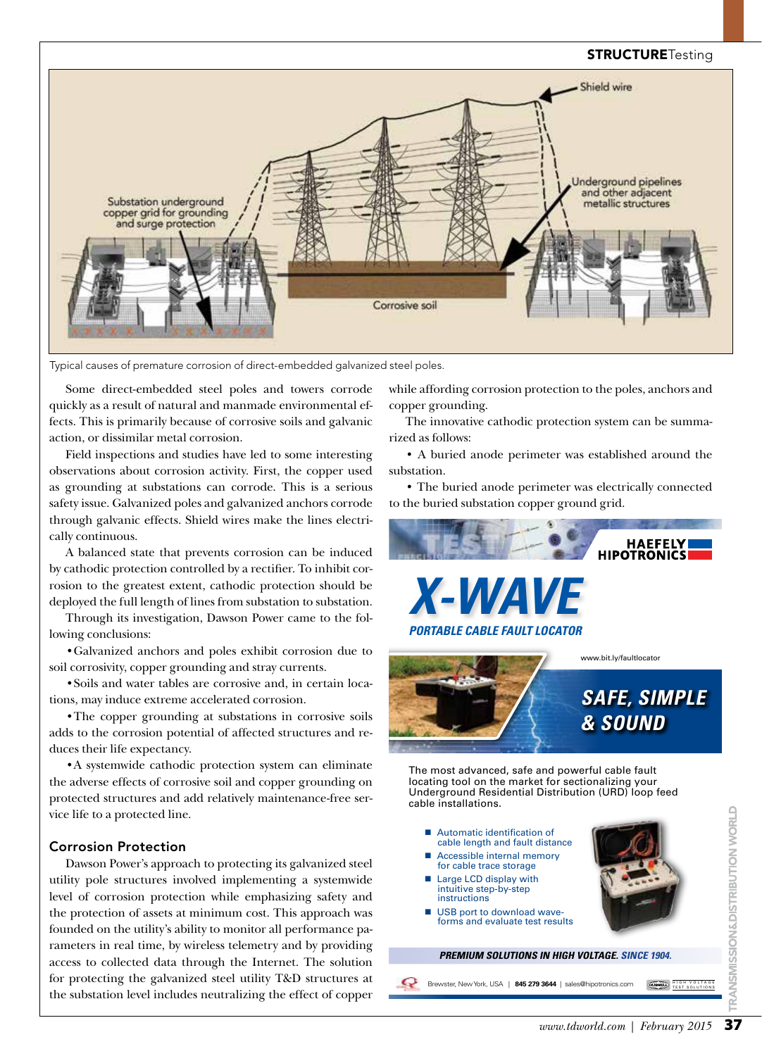Typical causes of premature corrosion of direct-embedded galvanized steel poles.

Some direct-embedded steel poles and towers corrode quickly as a result of natural and manmade environmental effects. This is primarily because of corrosive soils and galvanic action, or dissimilar metal corrosion.

Field inspections and studies have led to some interesting observations about corrosion activity. First, the copper used as grounding at substations can corrode. This is a serious safety issue. Galvanized poles and galvanized anchors corrode through galvanic effects. Shield wires make the lines electrically continuous.

A balanced state that prevents corrosion can be induced by cathodic protection controlled by a rectifier. To inhibit corrosion to the greatest extent, cathodic protection should be deployed the full length of lines from substation to substation.

Through its investigation, Dawson Power came to the following conclusions:

- Galvanized anchors and poles exhibit corrosion due to soil corrosivity, copper grounding and stray currents.
- Soils and water tables are corrosive and, in certain locations, may induce extreme accelerated corrosion.
- The copper grounding at substations in corrosive soils adds to the corrosion potential of affected structures and reduces their life expectancy.
- A systemwide cathodic protection system can eliminate the adverse effects of corrosive soil and copper grounding on protected structures and add relatively maintenance-free service life to a protected line.

## Corrosion Protection

Dawson Power's approach to protecting its galvanized steel utility pole structures involved implementing a systemwide level of corrosion protection while emphasizing safety and the protection of assets at minimum cost. This approach was founded on the utility's ability to monitor all performance parameters in real time, by wireless telemetry and by providing access to collected data through the Internet. The solution for protecting the galvanized steel utility T&D structures at the substation level includes neutralizing the effect of copper while affording corrosion protection to the poles, anchors and copper grounding.

The innovative cathodic protection system can be summarized as follows:

- A buried anode perimeter was established around the substation.
- The buried anode perimeter was electrically connected to the buried substation copper ground grid.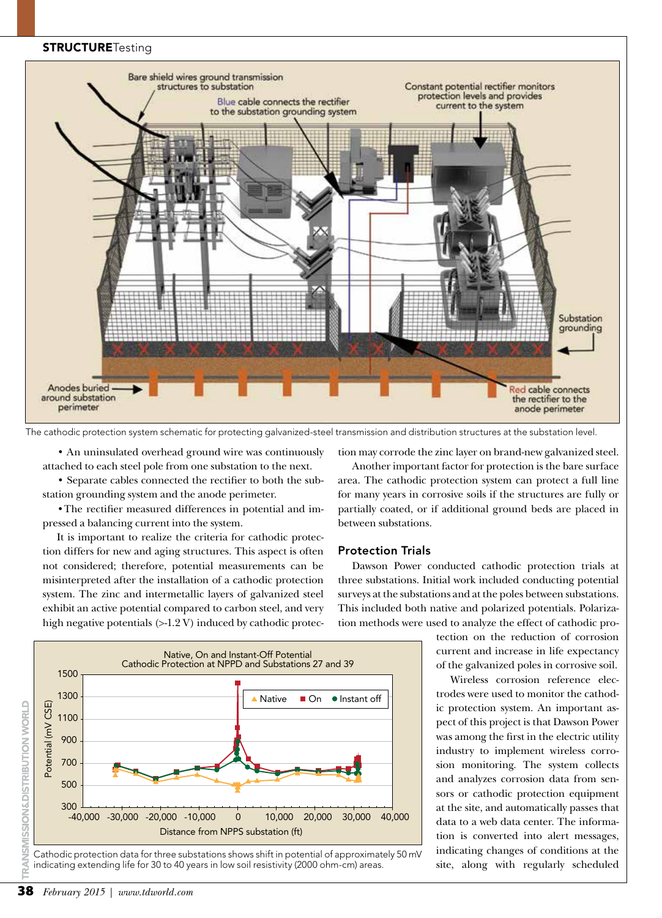The cathodic protection system schematic for protecting galvanized-steel transmission and distribution structures at the substation level.

- An uninsulated overhead ground wire was continuously attached to each steel pole from one substation to the next.
- Separate cables connected the rectifier to both the substation grounding system and the anode perimeter.
- The rectifier measured differences in potential and impressed a balancing current into the system.

It is important to realize the criteria for cathodic protection differs for new and aging structures. This aspect is often not considered; therefore, potential measurements can be misinterpreted after the installation of a cathodic protection system. The zinc and intermetallic layers of galvanized steel exhibit an active potential compared to carbon steel, and very high negative potentials (>-1.2 V) induced by cathodic protection may corrode the zinc layer on brand-new galvanized steel.

Another important factor for protection is the bare surface area. The cathodic protection system can protect a full line for many years in corrosive soils if the structures are fully or partially coated, or if additional ground beds are placed in between substations.

## Protection Trials

Dawson Power conducted cathodic protection trials at three substations. Initial work included conducting potential surveys at the substations and at the poles between substations. This included both native and polarized potentials. Polarization methods were used to analyze the effect of cathodic protection on the reduction of corrosion current and increase in life expectancy of the galvanized poles in corrosive soil.

Wireless corrosion reference electrodes were used to monitor the cathodic protection system. An important aspect of this project is that Dawson Power was among the first in the electric utility industry to implement wireless corrosion monitoring. The system collects and analyzes corrosion data from sensors or cathodic protection equipment at the site, and automatically passes that data to a web data center. The information is converted into alert messages, indicating changes of conditions at the site, along with regularly scheduled

Cathodic protection data for three substations shows shift in potential of approximately 50 mV indicating extending life for 30 to 40 years in low soil resistivity (2000 ohm-cm) areas.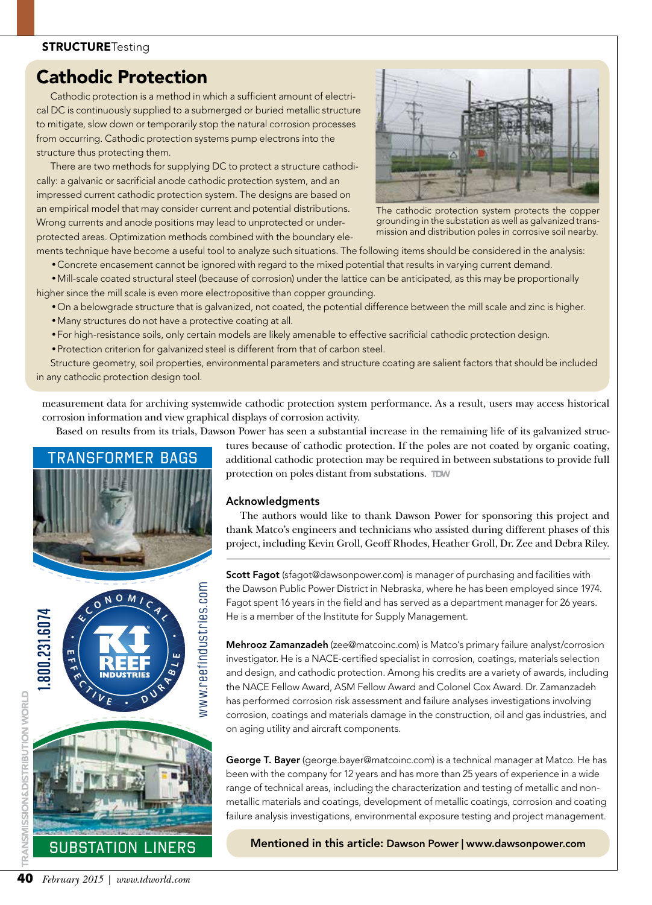## Cathodic Protection

Cathodic protection is a method in which a sufficient amount of electrical DC is continuously supplied to a submerged or buried metallic structure to mitigate, slow down or temporarily stop the natural corrosion processes from occurring. Cathodic protection systems pump electrons into the structure thus protecting them.

There are two methods for supplying DC to protect a structure cathodically: a galvanic or sacrificial anode cathodic protection system, and an impressed current cathodic protection system. The designs are based on an empirical model that may consider current and potential distributions. Wrong currents and anode positions may lead to unprotected or under-protected areas. Optimization methods combined with the boundary elements technique have become a useful tool to analyze such situations. The following items should be considered in the analysis:

- Concrete encasement cannot be ignored with regard to the mixed potential that results in varying current demand.
- Mill-scale coated structural steel (because of corrosion) under the lattice can be anticipated, as this may be proportionally higher since the mill scale is even more electropositive than copper grounding.
- On a belowgrade structure that is galvanized, not coated, the potential difference between the mill scale and zinc is higher.
- Many structures do not have a protective coating at all.
- For high-resistance soils, only certain models are likely amenable to effective sacrificial cathodic protection design.
- Protection criterion for galvanized steel is different from that of carbon steel.

Structure geometry, soil properties, environmental parameters and structure coating are salient factors that should be included in any cathodic protection design tool.

The cathodic protection system protects the copper grounding in the substation as well as galvanized transmission and distribution poles in corrosive soil nearby.

measurement data for archiving systemwide cathodic protection system performance. As a result, users may access historical corrosion information and view graphical displays of corrosion activity.

Based on results from its trials, Dawson Power has seen a substantial increase in the remaining life of its galvanized structures because of cathodic protection. If the poles are not coated by organic coating, additional cathodic protection may be required in between substations to provide full protection on poles distant from substations. TDW

### Acknowledgments

The authors would like to thank Dawson Power for sponsoring this project and thank Matco's engineers and technicians who assisted during different phases of this project, including Kevin Groll, Geoff Rhodes, Heather Groll, Dr. Zee and Debra Riley.

---

**Scott Fagot** (sfagot@dawsonpower.com) is manager of purchasing and facilities with the Dawson Public Power District in Nebraska, where he has been employed since 1974. Fagot spent 16 years in the field and has served as a department manager for 26 years. He is a member of the Institute for Supply Management.

**Mehrooz Zamanzadeh** (zee@matcoinc.com) is Matco's primary failure analyst/corrosion investigator. He is a NACE-certified specialist in corrosion, coatings, materials selection and design, and cathodic protection. Among his credits are a variety of awards, including the NACE Fellow Award, ASM Fellow Award and Colonel Cox Award. Dr. Zamanzadeh has performed corrosion risk assessment and failure analyses investigations involving corrosion, coatings and materials damage in the construction, oil and gas industries, and on aging utility and aircraft components.

**George T. Bayer** (george.bayer@matcoinc.com) is a technical manager at Matco. He has been with the company for 12 years and has more than 25 years of experience in a wide range of technical areas, including the characterization and testing of metallic and non-metallic materials and coatings, development of metallic coatings, corrosion and coating failure analysis investigations, environmental exposure testing and project management.

**Mentioned in this article:** Dawson Power | www.dawsonpower.com